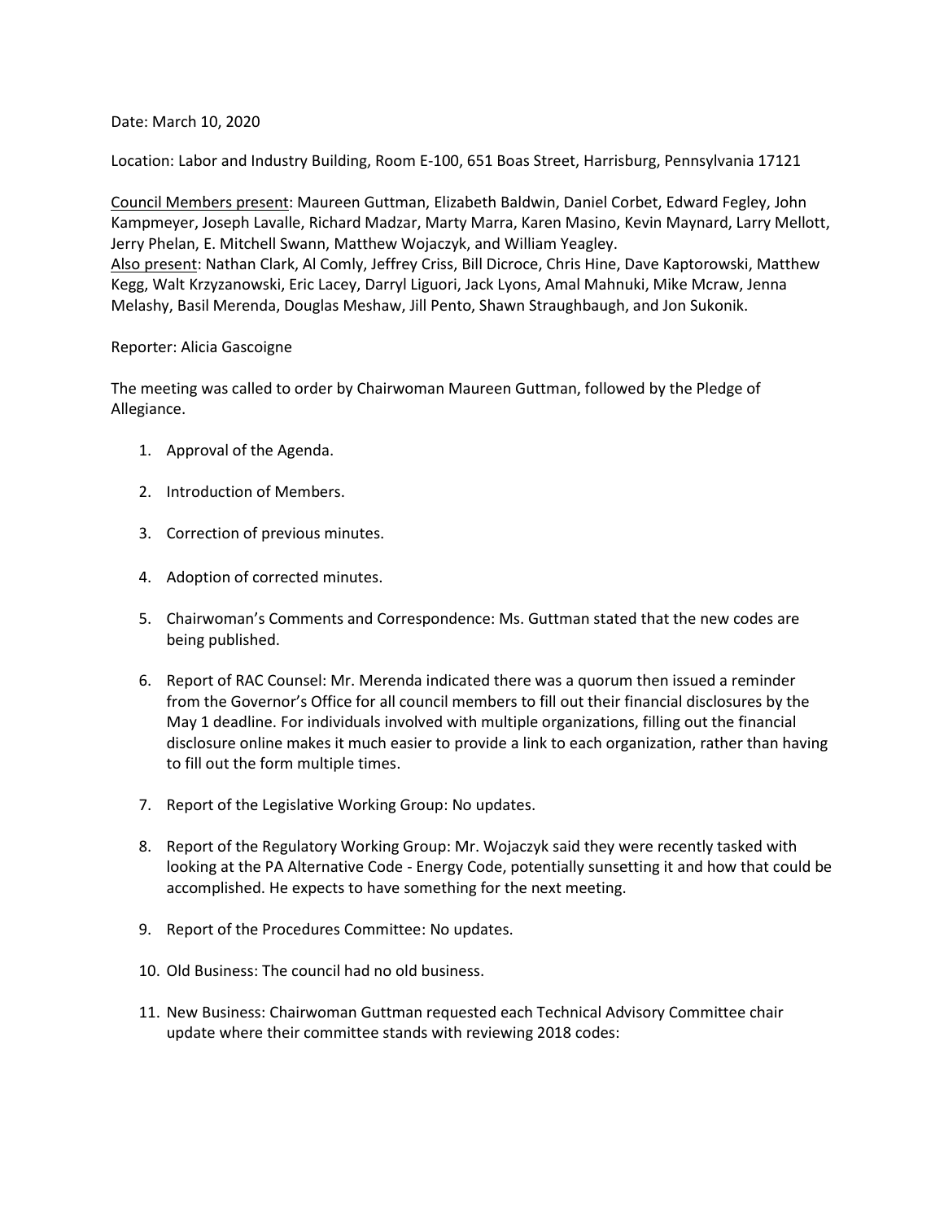Date: March 10, 2020

Location: Labor and Industry Building, Room E-100, 651 Boas Street, Harrisburg, Pennsylvania 17121

<u>Council Members present</u>: Maureen Guttman, Elizabeth Baldwin, Daniel Corbet, Edward Fegley, John Kampmeyer, Joseph Lavalle, Richard Madzar, Marty Marra, Karen Masino, Kevin Maynard, Larry Mellott, Jerry Phelan, E. Mitchell Swann, Matthew Wojaczyk, and William Yeagley.
<u>Also present</u>: Nathan Clark, Al Comly, Jeffrey Criss, Bill Dicroce, Chris Hine, Dave Kaptorowski, Matthew Kegg, Walt Krzyzanowski, Eric Lacey, Darryl Liguori, Jack Lyons, Amal Mahnuki, Mike Mcraw, Jenna Melashy, Basil Merenda, Douglas Meshaw, Jill Pento, Shawn Straughbaugh, and Jon Sukonik.

Reporter: Alicia Gascoigne

The meeting was called to order by Chairwoman Maureen Guttman, followed by the Pledge of Allegiance.

1. Approval of the Agenda.

2. Introduction of Members.

3. Correction of previous minutes.

4. Adoption of corrected minutes.

5. Chairwoman's Comments and Correspondence: Ms. Guttman stated that the new codes are being published.

6. Report of RAC Counsel: Mr. Merenda indicated there was a quorum then issued a reminder from the Governor's Office for all council members to fill out their financial disclosures by the May 1 deadline. For individuals involved with multiple organizations, filling out the financial disclosure online makes it much easier to provide a link to each organization, rather than having to fill out the form multiple times.

7. Report of the Legislative Working Group: No updates.

8. Report of the Regulatory Working Group: Mr. Wojaczyk said they were recently tasked with looking at the PA Alternative Code - Energy Code, potentially sunsetting it and how that could be accomplished. He expects to have something for the next meeting.

9. Report of the Procedures Committee: No updates.

10. Old Business: The council had no old business.

11. New Business: Chairwoman Guttman requested each Technical Advisory Committee chair update where their committee stands with reviewing 2018 codes: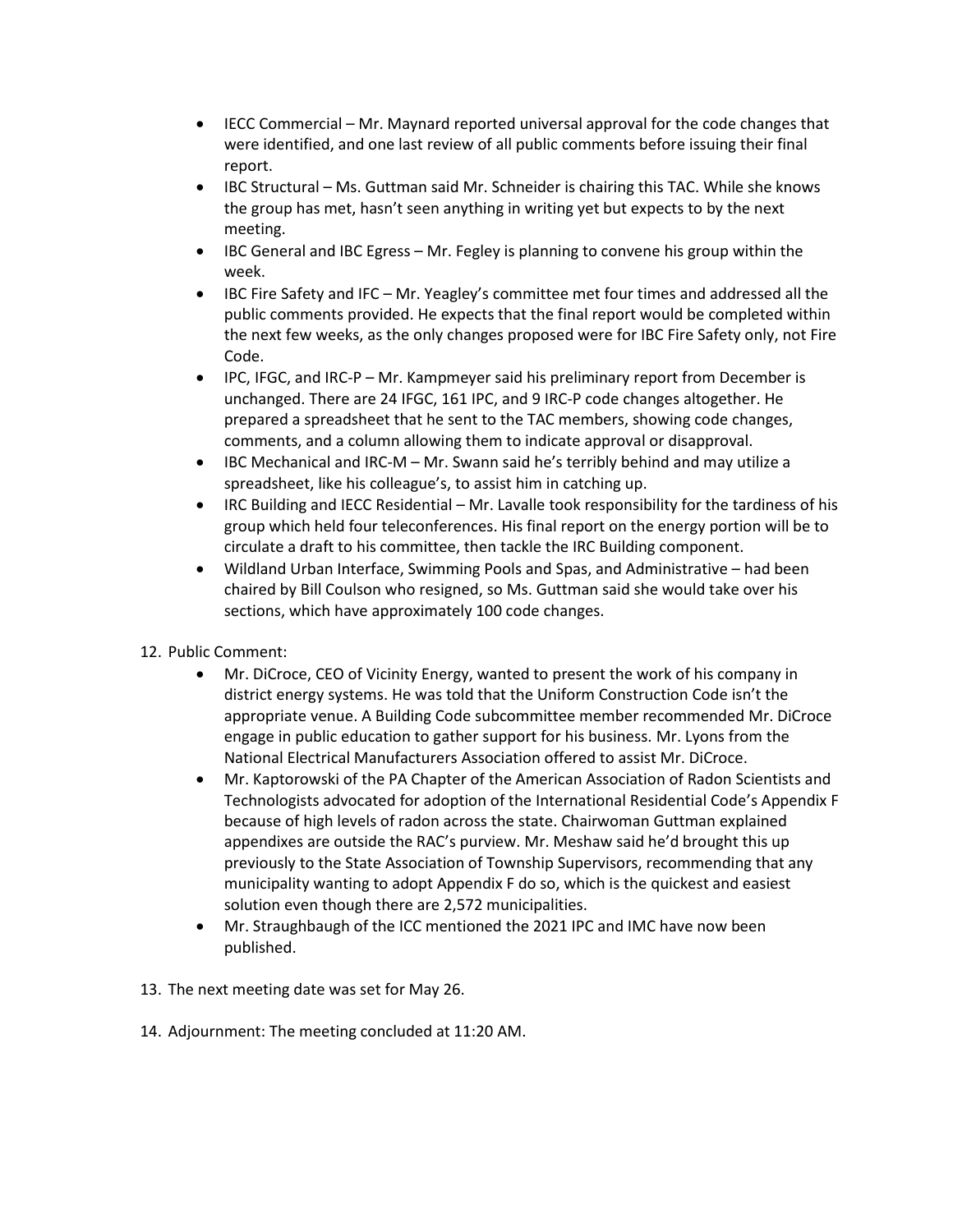- IECC Commercial – Mr. Maynard reported universal approval for the code changes that were identified, and one last review of all public comments before issuing their final report.
- IBC Structural – Ms. Guttman said Mr. Schneider is chairing this TAC. While she knows the group has met, hasn't seen anything in writing yet but expects to by the next meeting.
- IBC General and IBC Egress – Mr. Fegley is planning to convene his group within the week.
- IBC Fire Safety and IFC – Mr. Yeagley's committee met four times and addressed all the public comments provided. He expects that the final report would be completed within the next few weeks, as the only changes proposed were for IBC Fire Safety only, not Fire Code.
- IPC, IFGC, and IRC-P – Mr. Kampmeyer said his preliminary report from December is unchanged. There are 24 IFGC, 161 IPC, and 9 IRC-P code changes altogether. He prepared a spreadsheet that he sent to the TAC members, showing code changes, comments, and a column allowing them to indicate approval or disapproval.
- IBC Mechanical and IRC-M – Mr. Swann said he's terribly behind and may utilize a spreadsheet, like his colleague's, to assist him in catching up.
- IRC Building and IECC Residential – Mr. Lavalle took responsibility for the tardiness of his group which held four teleconferences. His final report on the energy portion will be to circulate a draft to his committee, then tackle the IRC Building component.
- Wildland Urban Interface, Swimming Pools and Spas, and Administrative – had been chaired by Bill Coulson who resigned, so Ms. Guttman said she would take over his sections, which have approximately 100 code changes.

12. Public Comment:
    - Mr. DiCroce, CEO of Vicinity Energy, wanted to present the work of his company in district energy systems. He was told that the Uniform Construction Code isn't the appropriate venue. A Building Code subcommittee member recommended Mr. DiCroce engage in public education to gather support for his business. Mr. Lyons from the National Electrical Manufacturers Association offered to assist Mr. DiCroce.
    - Mr. Kaptorowski of the PA Chapter of the American Association of Radon Scientists and Technologists advocated for adoption of the International Residential Code's Appendix F because of high levels of radon across the state. Chairwoman Guttman explained appendixes are outside the RAC's purview. Mr. Meshaw said he'd brought this up previously to the State Association of Township Supervisors, recommending that any municipality wanting to adopt Appendix F do so, which is the quickest and easiest solution even though there are 2,572 municipalities.
    - Mr. Straughbaugh of the ICC mentioned the 2021 IPC and IMC have now been published.

13. The next meeting date was set for May 26.

14. Adjournment: The meeting concluded at 11:20 AM.